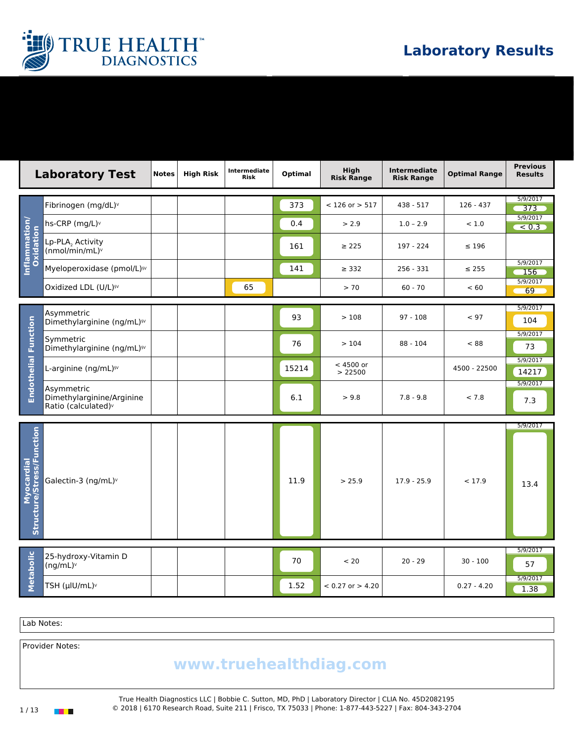# Laboratory Results

| | Laboratory Test | Notes | High Risk | Intermediate Risk | Optimal | High Risk Range | Intermediate Risk Range | Optimal Range | Previous Results |
|---|---|---|---|---|---|---|---|---|---|
| Inflammation/ Oxidation | Fibrinogen (mg/dL)v | | | | 373 | < 126 or > 517 | 438 - 517 | 126 - 437 | 5/9/2017 373 |
| | hs-CRP (mg/L)v | | | | 0.4 | > 2.9 | 1.0 – 2.9 | < 1.0 | 5/9/2017 < 0.3 |
| | Lp-PLA$_2$ Activity (nmol/min/mL)v | | | | 161 | ≥ 225 | 197 - 224 | ≤ 196 | |
| | Myeloperoxidase (pmol/L)§v | | | | 141 | ≥ 332 | 256 - 331 | ≤ 255 | 5/9/2017 156 |
| | Oxidized LDL (U/L)§v | | | 65 | | > 70 | 60 - 70 | < 60 | 5/9/2017 69 |
| Endothelial Function | Asymmetric Dimethylarginine (ng/mL)§v | | | | 93 | > 108 | 97 - 108 | < 97 | 5/9/2017 104 |
| | Symmetric Dimethylarginine (ng/mL)§v | | | | 76 | > 104 | 88 - 104 | < 88 | 5/9/2017 73 |
| | L-arginine (ng/mL)§v | | | | 15214 | < 4500 or > 22500 | | 4500 - 22500 | 5/9/2017 14217 |
| | Asymmetric Dimethylarginine/Arginine Ratio (calculated)v | | | | 6.1 | > 9.8 | 7.8 - 9.8 | < 7.8 | 5/9/2017 7.3 |
| Myocardial Structure/Stress/Function | Galectin-3 (ng/mL)v | | | | 11.9 | > 25.9 | 17.9 - 25.9 | < 17.9 | 5/9/2017 13.4 |
| Metabolic | 25-hydroxy-Vitamin D (ng/mL)v | | | | 70 | < 20 | 20 - 29 | 30 - 100 | 5/9/2017 57 |
| | TSH (µIU/mL)v | | | | 1.52 | < 0.27 or > 4.20 | | 0.27 - 4.20 | 5/9/2017 1.38 |

Lab Notes:

Provider Notes:

www.truehealthdiag.com

True Health Diagnostics LLC | Bobbie C. Sutton, MD, PhD | Laboratory Director | CLIA No. 45D2082195
© 2018 | 6170 Research Road, Suite 211 | Frisco, TX 75033 | Phone: 1-877-443-5227 | Fax: 804-343-2704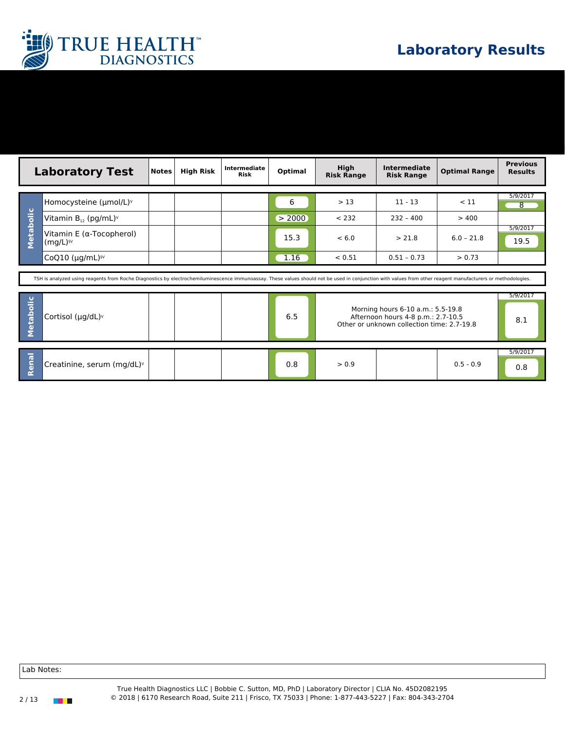# TRUE HEALTH DIAGNOSTICS

## Laboratory Results

| | Laboratory Test | Notes | High Risk | Intermediate Risk | Optimal | High Risk Range | Intermediate Risk Range | Optimal Range | Previous Results |
|---|---|---|---|---|---|---|---|---|---|
| Metabolic | Homocysteine (µmol/L)[v] | | | | 6 | > 13 | 11 - 13 | < 11 | 5/9/2017 8 |
| Metabolic | Vitamin $B_{12}$ (pg/mL)[v] | | | | > 2000 | < 232 | 232 – 400 | > 400 | |
| Metabolic | Vitamin E (α-Tocopherol) (mg/L)[§v] | | | | 15.3 | < 6.0 | > 21.8 | 6.0 – 21.8 | 5/9/2017 19.5 |
| Metabolic | CoQ10 (µg/mL)[§v] | | | | 1.16 | < 0.51 | 0.51 – 0.73 | > 0.73 | |

TSH is analyzed using reagents from Roche Diagnostics by electrochemiluminescence immunoassay. These values should not be used in conjunction with values from other reagent manufacturers or methodologies.

| | Laboratory Test | Notes | High Risk | Intermediate Risk | Optimal | Reference Range | Previous Results |
|---|---|---|---|---|---|---|---|
| Metabolic | Cortisol (µg/dL)[v] | | | | 6.5 | Morning hours 6-10 a.m.: 5.5-19.8<br>Afternoon hours 4-8 p.m.: 2.7-10.5<br>Other or unknown collection time: 2.7-19.8 | 5/9/2017 8.1 |

| | Laboratory Test | Notes | High Risk | Intermediate Risk | Optimal | High Risk Range | Intermediate Risk Range | Optimal Range | Previous Results |
|---|---|---|---|---|---|---|---|---|---|
| Renal | Creatinine, serum (mg/dL)[v] | | | | 0.8 | > 0.9 | | 0.5 - 0.9 | 5/9/2017 0.8 |

Lab Notes:

True Health Diagnostics LLC | Bobbie C. Sutton, MD, PhD | Laboratory Director | CLIA No. 45D2082195
© 2018 | 6170 Research Road, Suite 211 | Frisco, TX 75033 | Phone: 1-877-443-5227 | Fax: 804-343-2704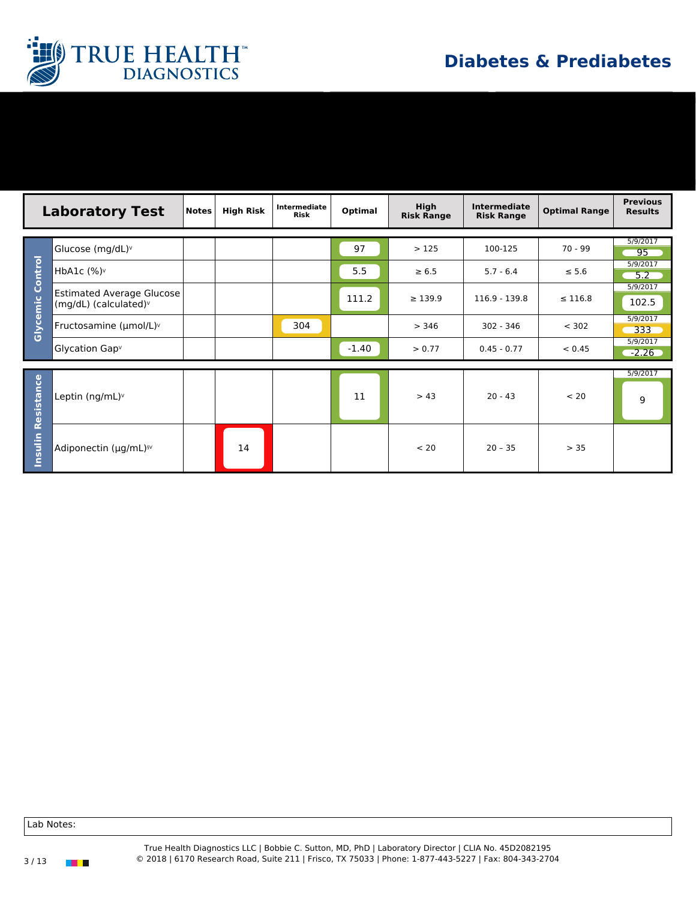# Diabetes & Prediabetes

| | Laboratory Test | Notes | High Risk | Intermediate Risk | Optimal | High Risk Range | Intermediate Risk Range | Optimal Range | Previous Results |
|---|---|---|---|---|---|---|---|---|---|
| Glycemic Control | Glucose (mg/dL)[v] | | | | 97 | > 125 | 100-125 | 70 - 99 | 5/9/2017 95 |
| | HbA1c (%)[v] | | | | 5.5 | ≥ 6.5 | 5.7 - 6.4 | ≤ 5.6 | 5/9/2017 5.2 |
| | Estimated Average Glucose (mg/dL) (calculated)[v] | | | | 111.2 | ≥ 139.9 | 116.9 - 139.8 | ≤ 116.8 | 5/9/2017 102.5 |
| | Fructosamine (µmol/L)[v] | | | 304 | | > 346 | 302 - 346 | < 302 | 5/9/2017 333 |
| | Glycation Gap[v] | | | | -1.40 | > 0.77 | 0.45 - 0.77 | < 0.45 | 5/9/2017 -2.26 |
| Insulin Resistance | Leptin (ng/mL)[v] | | | | 11 | > 43 | 20 - 43 | < 20 | 5/9/2017 9 |
| | Adiponectin (µg/mL)[§v] | | 14 | | | < 20 | 20 – 35 | > 35 | |

Lab Notes:

True Health Diagnostics LLC | Bobbie C. Sutton, MD, PhD | Laboratory Director | CLIA No. 45D2082195
© 2018 | 6170 Research Road, Suite 211 | Frisco, TX 75033 | Phone: 1-877-443-5227 | Fax: 804-343-2704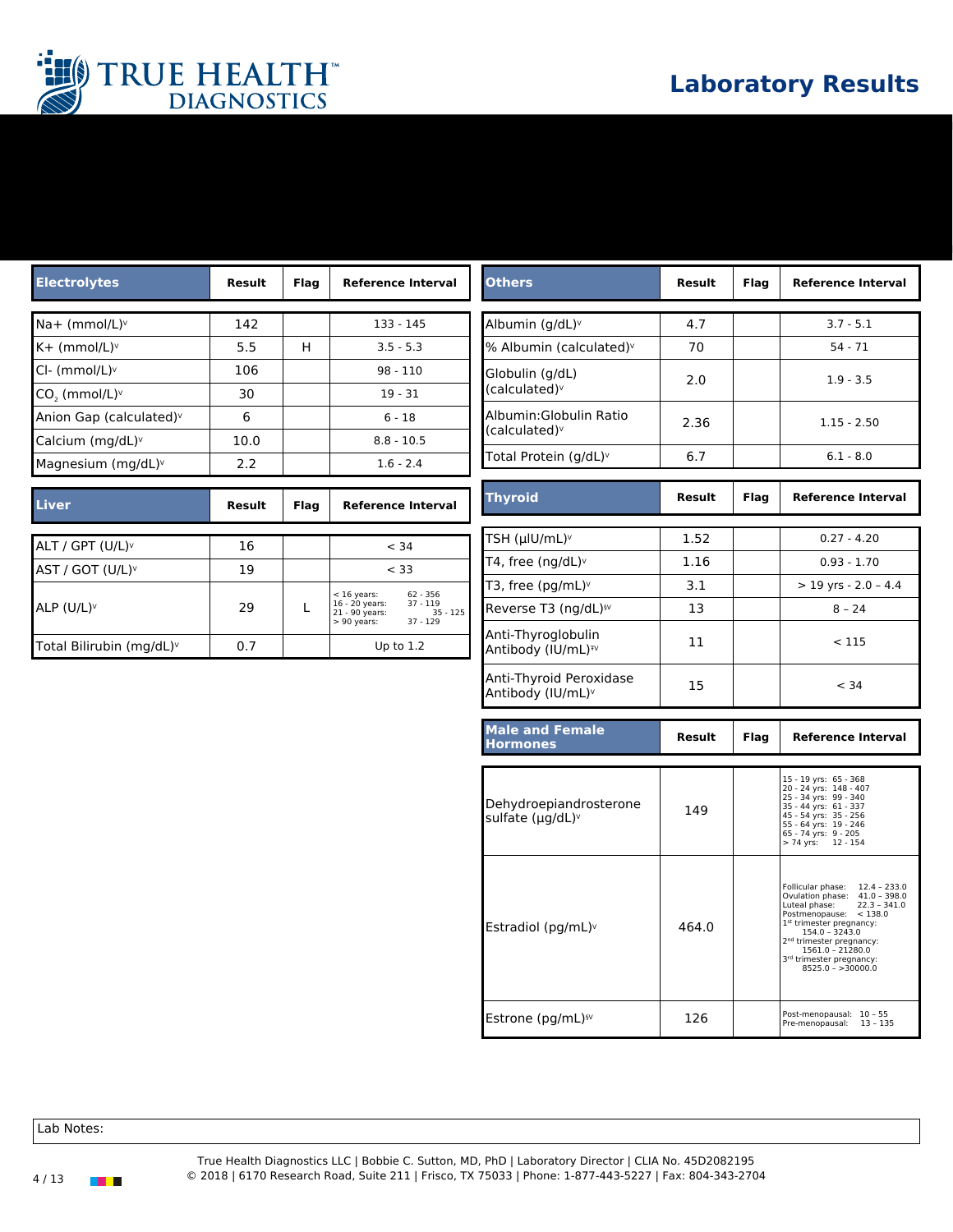# TRUE HEALTH DIAGNOSTICS

## Laboratory Results

| Electrolytes | Result | Flag | Reference Interval |
|---|---|---|---|
| Na+ (mmol/L)ᵛ | 142 | | 133 - 145 |
| K+ (mmol/L)ᵛ | 5.5 | H | 3.5 - 5.3 |
| Cl- (mmol/L)ᵛ | 106 | | 98 - 110 |
| $CO_2$ (mmol/L)ᵛ | 30 | | 19 - 31 |
| Anion Gap (calculated)ᵛ | 6 | | 6 - 18 |
| Calcium (mg/dL)ᵛ | 10.0 | | 8.8 - 10.5 |
| Magnesium (mg/dL)ᵛ | 2.2 | | 1.6 - 2.4 |

| Liver | Result | Flag | Reference Interval |
|---|---|---|---|
| ALT / GPT (U/L)ᵛ | 16 | | < 34 |
| AST / GOT (U/L)ᵛ | 19 | | < 33 |
| ALP (U/L)ᵛ | 29 | L | < 16 years: 62 - 356; 16 - 20 years: 37 - 119; 21 - 90 years: 35 - 125; > 90 years: 37 - 129 |
| Total Bilirubin (mg/dL)ᵛ | 0.7 | | Up to 1.2 |

| Others | Result | Flag | Reference Interval |
|---|---|---|---|
| Albumin (g/dL)ᵛ | 4.7 | | 3.7 - 5.1 |
| % Albumin (calculated)ᵛ | 70 | | 54 - 71 |
| Globulin (g/dL) (calculated)ᵛ | 2.0 | | 1.9 - 3.5 |
| Albumin:Globulin Ratio (calculated)ᵛ | 2.36 | | 1.15 - 2.50 |
| Total Protein (g/dL)ᵛ | 6.7 | | 6.1 - 8.0 |

| Thyroid | Result | Flag | Reference Interval |
|---|---|---|---|
| TSH (µIU/mL)ᵛ | 1.52 | | 0.27 - 4.20 |
| T4, free (ng/dL)ᵛ | 1.16 | | 0.93 - 1.70 |
| T3, free (pg/mL)ᵛ | 3.1 | | > 19 yrs - 2.0 – 4.4 |
| Reverse T3 (ng/dL)§ᵛ | 13 | | 8 – 24 |
| Anti-Thyroglobulin Antibody (IU/mL)ᵠᵛ | 11 | | < 115 |
| Anti-Thyroid Peroxidase Antibody (IU/mL)ᵛ | 15 | | < 34 |

| Male and Female Hormones | Result | Flag | Reference Interval |
|---|---|---|---|
| Dehydroepiandrosterone sulfate (µg/dL)ᵛ | 149 | | 15 - 19 yrs: 65 - 368; 20 - 24 yrs: 148 - 407; 25 - 34 yrs: 99 - 340; 35 - 44 yrs: 61 - 337; 45 - 54 yrs: 35 - 256; 55 - 64 yrs: 19 - 246; 65 - 74 yrs: 9 - 205; > 74 yrs: 12 - 154 |
| Estradiol (pg/mL)ᵛ | 464.0 | | Follicular phase: 12.4 – 233.0; Ovulation phase: 41.0 – 398.0; Luteal phase: 22.3 – 341.0; Postmenopause: < 138.0; 1st trimester pregnancy: 154.0 – 3243.0; 2nd trimester pregnancy: 1561.0 – 21280.0; 3rd trimester pregnancy: 8525.0 – >30000.0 |
| Estrone (pg/mL)§ᵛ | 126 | | Post-menopausal: 10 – 55; Pre-menopausal: 13 – 135 |

Lab Notes:

True Health Diagnostics LLC | Bobbie C. Sutton, MD, PhD | Laboratory Director | CLIA No. 45D2082195
© 2018 | 6170 Research Road, Suite 211 | Frisco, TX 75033 | Phone: 1-877-443-5227 | Fax: 804-343-2704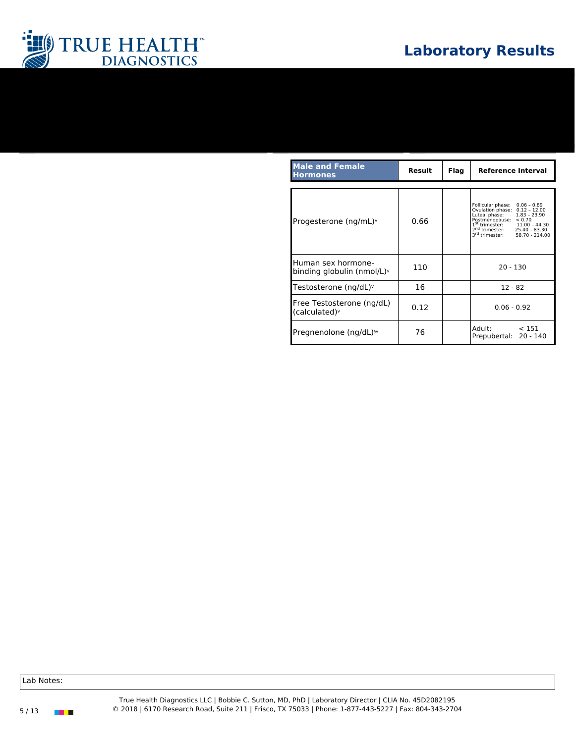# Laboratory Results

| Male and Female Hormones | Result | Flag | Reference Interval |
|---|---|---|---|
| Progesterone (ng/mL)[v] | 0.66 | | Follicular phase: 0.06 – 0.89<br>Ovulation phase: 0.12 – 12.00<br>Luteal phase: 1.83 – 23.90<br>Postmenopause: < 0.70<br>1st trimester: 11.00 – 44.30<br>2nd trimester: 25.40 – 83.30<br>3rd trimester: 58.70 - 214.00 |
| Human sex hormone-binding globulin (nmol/L)[v] | 110 | | 20 - 130 |
| Testosterone (ng/dL)[v] | 16 | | 12 - 82 |
| Free Testosterone (ng/dL) (calculated)[v] | 0.12 | | 0.06 - 0.92 |
| Pregnenolone (ng/dL)[§v] | 76 | | Adult: < 151<br>Prepubertal: 20 - 140 |

Lab Notes:

True Health Diagnostics LLC | Bobbie C. Sutton, MD, PhD | Laboratory Director | CLIA No. 45D2082195
© 2018 | 6170 Research Road, Suite 211 | Frisco, TX 75033 | Phone: 1-877-443-5227 | Fax: 804-343-2704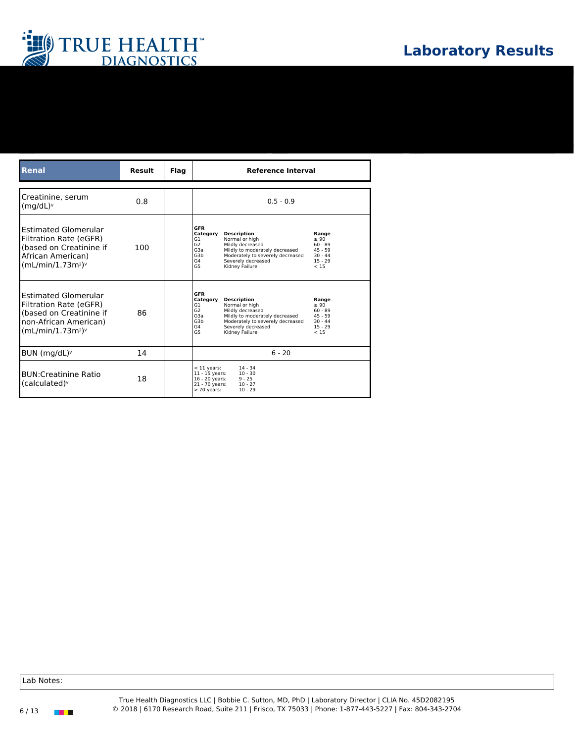# Laboratory Results

| Renal | Result | Flag | Reference Interval |
|---|---|---|---|
| Creatinine, serum (mg/dL)ᵛ | 0.8 | | 0.5 - 0.9 |
| Estimated Glomerular Filtration Rate (eGFR) (based on Creatinine if African American) (mL/min/1.73m²)ᵛ | 100 | | **GFR Category / Description / Range**<br>G1 Normal or high ≥ 90<br>G2 Mildly decreased 60 - 89<br>G3a Mildly to moderately decreased 45 - 59<br>G3b Moderately to severely decreased 30 - 44<br>G4 Severely decreased 15 - 29<br>G5 Kidney Failure < 15 |
| Estimated Glomerular Filtration Rate (eGFR) (based on Creatinine if non-African American) (mL/min/1.73m²)ᵛ | 86 | | **GFR Category / Description / Range**<br>G1 Normal or high ≥ 90<br>G2 Mildly decreased 60 - 89<br>G3a Mildly to moderately decreased 45 - 59<br>G3b Moderately to severely decreased 30 - 44<br>G4 Severely decreased 15 - 29<br>G5 Kidney Failure < 15 |
| BUN (mg/dL)ᵛ | 14 | | 6 - 20 |
| BUN:Creatinine Ratio (calculated)ᵛ | 18 | | < 11 years: 14 - 34<br>11 - 15 years: 10 - 30<br>16 - 20 years: 9 - 25<br>21 - 70 years: 10 - 27<br>> 70 years: 10 - 29 |

Lab Notes:

True Health Diagnostics LLC | Bobbie C. Sutton, MD, PhD | Laboratory Director | CLIA No. 45D2082195
© 2018 | 6170 Research Road, Suite 211 | Frisco, TX 75033 | Phone: 1-877-443-5227 | Fax: 804-343-2704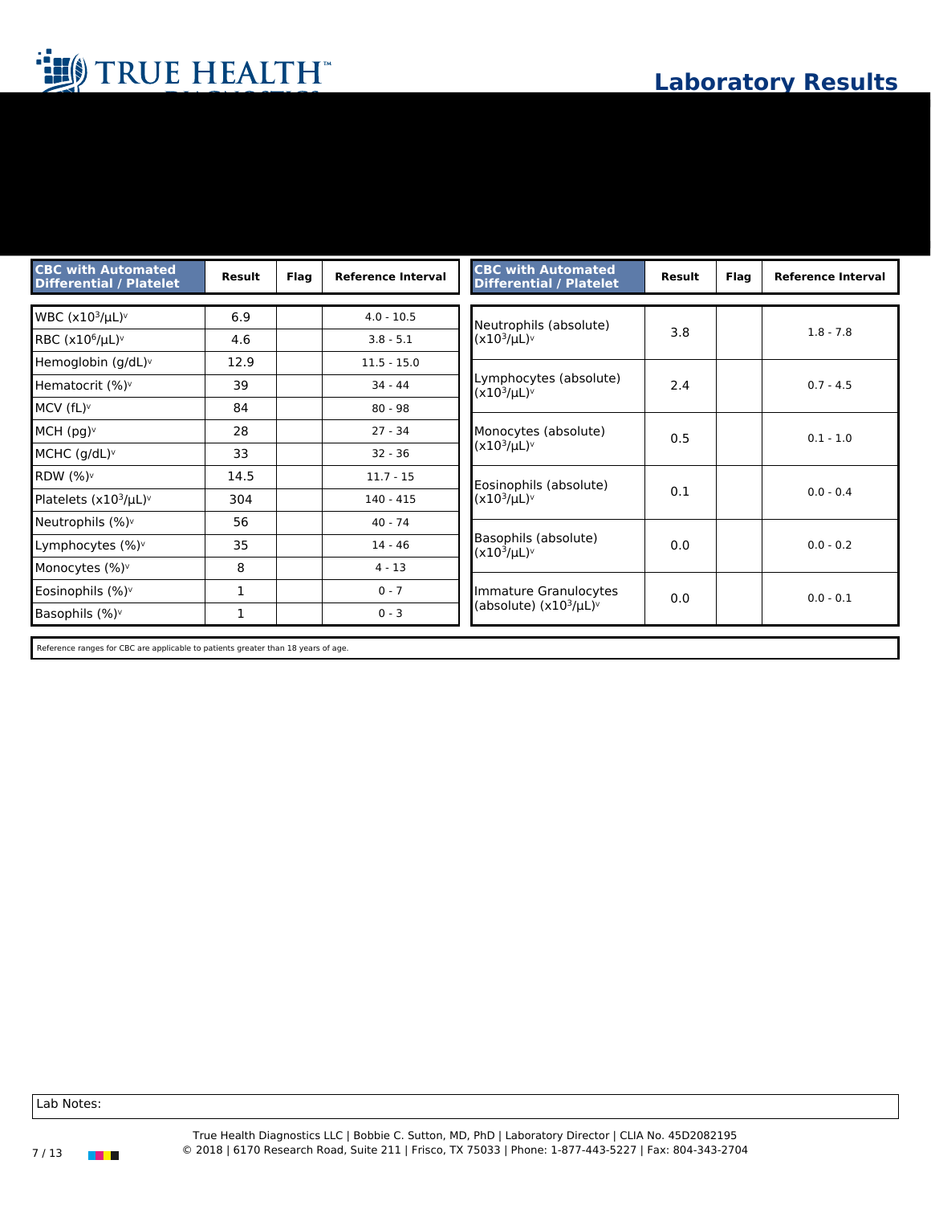# Laboratory Results

| CBC with Automated Differential / Platelet | Result | Flag | Reference Interval |
|---|---|---|---|
| WBC ($x10^3/\mu L$)[v] | 6.9 | | 4.0 - 10.5 |
| RBC ($x10^6/\mu L$)[v] | 4.6 | | 3.8 - 5.1 |
| Hemoglobin (g/dL)[v] | 12.9 | | 11.5 - 15.0 |
| Hematocrit (%)[v] | 39 | | 34 - 44 |
| MCV (fL)[v] | 84 | | 80 - 98 |
| MCH (pg)[v] | 28 | | 27 - 34 |
| MCHC (g/dL)[v] | 33 | | 32 - 36 |
| RDW (%)[v] | 14.5 | | 11.7 - 15 |
| Platelets ($x10^3/\mu L$)[v] | 304 | | 140 - 415 |
| Neutrophils (%)[v] | 56 | | 40 - 74 |
| Lymphocytes (%)[v] | 35 | | 14 - 46 |
| Monocytes (%)[v] | 8 | | 4 - 13 |
| Eosinophils (%)[v] | 1 | | 0 - 7 |
| Basophils (%)[v] | 1 | | 0 - 3 |

| CBC with Automated Differential / Platelet | Result | Flag | Reference Interval |
|---|---|---|---|
| Neutrophils (absolute) ($x10^3/\mu L$)[v] | 3.8 | | 1.8 - 7.8 |
| Lymphocytes (absolute) ($x10^3/\mu L$)[v] | 2.4 | | 0.7 - 4.5 |
| Monocytes (absolute) ($x10^3/\mu L$)[v] | 0.5 | | 0.1 - 1.0 |
| Eosinophils (absolute) ($x10^3/\mu L$)[v] | 0.1 | | 0.0 - 0.4 |
| Basophils (absolute) ($x10^3/\mu L$)[v] | 0.0 | | 0.0 - 0.2 |
| Immature Granulocytes (absolute) ($x10^3/\mu L$)[v] | 0.0 | | 0.0 - 0.1 |

Reference ranges for CBC are applicable to patients greater than 18 years of age.

Lab Notes:

True Health Diagnostics LLC | Bobbie C. Sutton, MD, PhD | Laboratory Director | CLIA No. 45D2082195
© 2018 | 6170 Research Road, Suite 211 | Frisco, TX 75033 | Phone: 1-877-443-5227 | Fax: 804-343-2704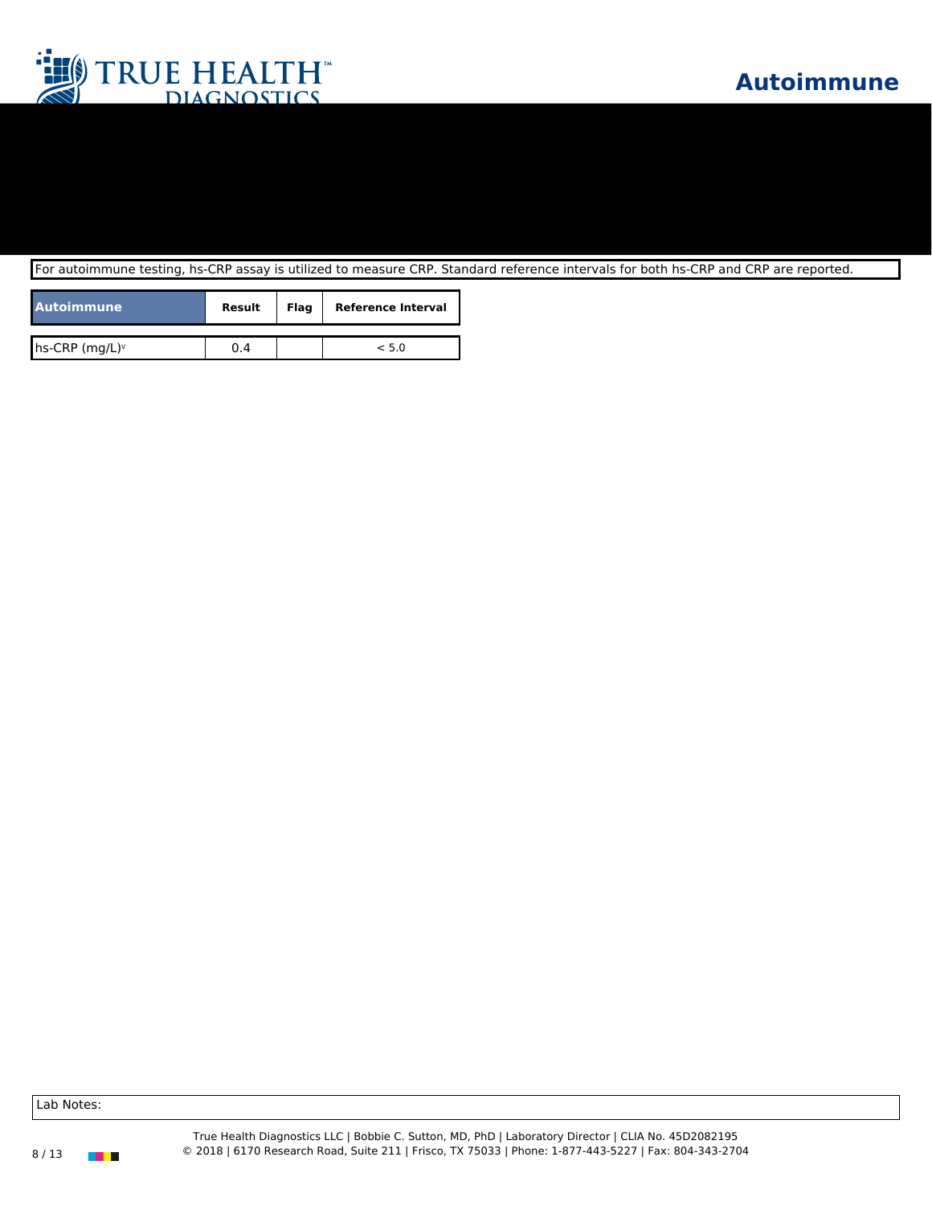# Autoimmune

For autoimmune testing, hs-CRP assay is utilized to measure CRP. Standard reference intervals for both hs-CRP and CRP are reported.

| Autoimmune | Result | Flag | Reference Interval |
|---|---|---|---|
| hs-CRP (mg/L)[v] | 0.4 | | < 5.0 |

Lab Notes:

True Health Diagnostics LLC | Bobbie C. Sutton, MD, PhD | Laboratory Director | CLIA No. 45D2082195
© 2018 | 6170 Research Road, Suite 211 | Frisco, TX 75033 | Phone: 1-877-443-5227 | Fax: 804-343-2704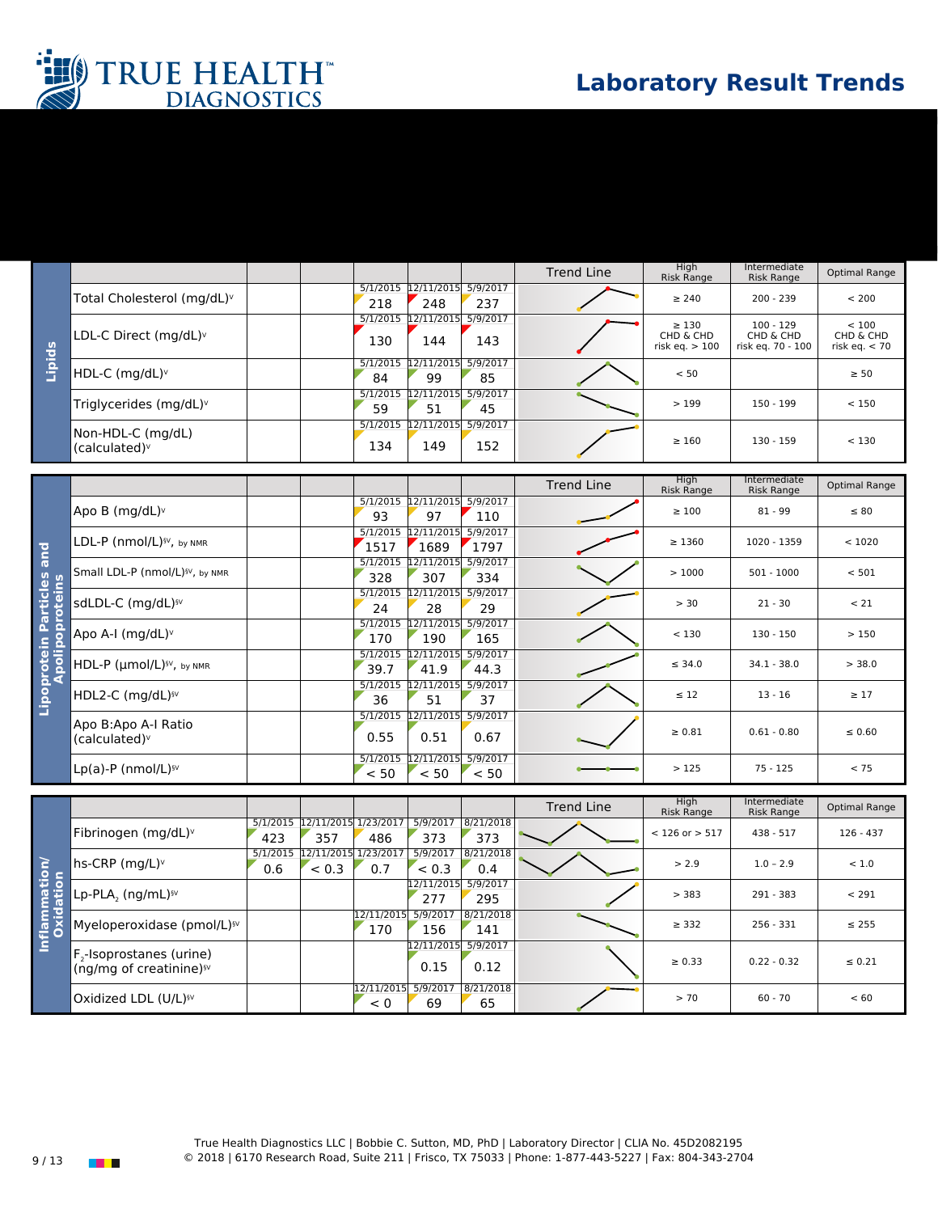# Laboratory Result Trends

TRUE HEALTH DIAGNOSTICS

| Lipids | | | | | | Trend Line | High Risk Range | Intermediate Risk Range | Optimal Range |
|---|---|---|---|---|---|---|---|---|---|
| Total Cholesterol (mg/dL)[v] | | | 5/1/2015 218 | 12/11/2015 248 | 5/9/2017 237 | | ≥ 240 | 200 - 239 | < 200 |
| LDL-C Direct (mg/dL)[v] | | | 5/1/2015 130 | 12/11/2015 144 | 5/9/2017 143 | | ≥ 130 CHD & CHD risk eq. > 100 | 100 - 129 CHD & CHD risk eq. 70 - 100 | < 100 CHD & CHD risk eq. < 70 |
| HDL-C (mg/dL)[v] | | | 5/1/2015 84 | 12/11/2015 99 | 5/9/2017 85 | | < 50 | | ≥ 50 |
| Triglycerides (mg/dL)[v] | | | 5/1/2015 59 | 12/11/2015 51 | 5/9/2017 45 | | > 199 | 150 - 199 | < 150 |
| Non-HDL-C (mg/dL) (calculated)[v] | | | 5/1/2015 134 | 12/11/2015 149 | 5/9/2017 152 | | ≥ 160 | 130 - 159 | < 130 |

| Lipoprotein Particles and Apolipoproteins | | | | | | Trend Line | High Risk Range | Intermediate Risk Range | Optimal Range |
|---|---|---|---|---|---|---|---|---|---|
| Apo B (mg/dL)[v] | | | 5/1/2015 93 | 12/11/2015 97 | 5/9/2017 110 | | ≥ 100 | 81 - 99 | ≤ 80 |
| LDL-P (nmol/L)[§v], by NMR | | | 5/1/2015 1517 | 12/11/2015 1689 | 5/9/2017 1797 | | ≥ 1360 | 1020 - 1359 | < 1020 |
| Small LDL-P (nmol/L)[§v], by NMR | | | 5/1/2015 328 | 12/11/2015 307 | 5/9/2017 334 | | > 1000 | 501 - 1000 | < 501 |
| sdLDL-C (mg/dL)[§v] | | | 5/1/2015 24 | 12/11/2015 28 | 5/9/2017 29 | | > 30 | 21 - 30 | < 21 |
| Apo A-I (mg/dL)[v] | | | 5/1/2015 170 | 12/11/2015 190 | 5/9/2017 165 | | < 130 | 130 - 150 | > 150 |
| HDL-P (μmol/L)[§v], by NMR | | | 5/1/2015 39.7 | 12/11/2015 41.9 | 5/9/2017 44.3 | | ≤ 34.0 | 34.1 - 38.0 | > 38.0 |
| HDL2-C (mg/dL)[§v] | | | 5/1/2015 36 | 12/11/2015 51 | 5/9/2017 37 | | ≤ 12 | 13 - 16 | ≥ 17 |
| Apo B:Apo A-I Ratio (calculated)[v] | | | 5/1/2015 0.55 | 12/11/2015 0.51 | 5/9/2017 0.67 | | ≥ 0.81 | 0.61 - 0.80 | ≤ 0.60 |
| Lp(a)-P (nmol/L)[§v] | | | 5/1/2015 < 50 | 12/11/2015 < 50 | 5/9/2017 < 50 | | > 125 | 75 - 125 | < 75 |

| Inflammation/ Oxidation | | | | | | Trend Line | High Risk Range | Intermediate Risk Range | Optimal Range |
|---|---|---|---|---|---|---|---|---|---|
| Fibrinogen (mg/dL)[v] | 5/1/2015 423 | 12/11/2015 357 | 1/23/2017 486 | 5/9/2017 373 | 8/21/2018 373 | | < 126 or > 517 | 438 - 517 | 126 - 437 |
| hs-CRP (mg/L)[v] | 5/1/2015 0.6 | 12/11/2015 < 0.3 | 1/23/2017 0.7 | 5/9/2017 < 0.3 | 8/21/2018 0.4 | | > 2.9 | 1.0 - 2.9 | < 1.0 |
| Lp-PLA$_2$ (ng/mL)[§v] | | | | 12/11/2015 277 | 5/9/2017 295 | | > 383 | 291 - 383 | < 291 |
| Myeloperoxidase (pmol/L)[§v] | | | 12/11/2015 170 | 5/9/2017 156 | 8/21/2018 141 | | ≥ 332 | 256 - 331 | ≤ 255 |
| F$_2$-Isoprostanes (urine) (ng/mg of creatinine)[§v] | | | | 12/11/2015 0.15 | 5/9/2017 0.12 | | ≥ 0.33 | 0.22 - 0.32 | ≤ 0.21 |
| Oxidized LDL (U/L)[§v] | | | 12/11/2015 < 0 | 5/9/2017 69 | 8/21/2018 65 | | > 70 | 60 - 70 | < 60 |

True Health Diagnostics LLC | Bobbie C. Sutton, MD, PhD | Laboratory Director | CLIA No. 45D2082195
© 2018 | 6170 Research Road, Suite 211 | Frisco, TX 75033 | Phone: 1-877-443-5227 | Fax: 804-343-2704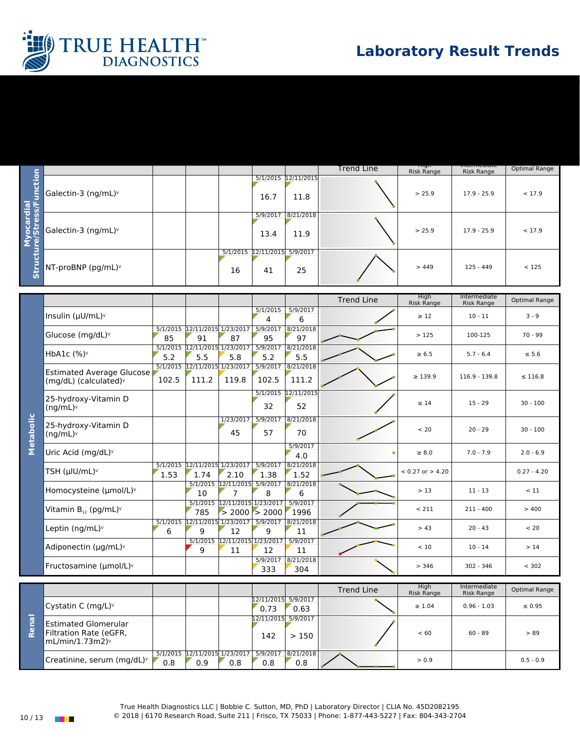# Laboratory Result Trends

## Myocardial Structure/Stress/Function

| Test | | | | | | Trend Line | High Risk Range | Intermediate Risk Range | Optimal Range |
|---|---|---|---|---|---|---|---|---|---|
| Galectin-3 (ng/mL)v | | | | 5/1/2015 16.7 | 12/11/2015 11.8 | | > 25.9 | 17.9 - 25.9 | < 17.9 |
| Galectin-3 (ng/mL)v | | | | 5/9/2017 13.4 | 8/21/2018 11.9 | | > 25.9 | 17.9 - 25.9 | < 17.9 |
| NT-proBNP (pg/mL)v | | | 5/1/2015 16 | 12/11/2015 41 | 5/9/2017 25 | | > 449 | 125 - 449 | < 125 |

## Metabolic

| Test | | | | | | Trend Line | High Risk Range | Intermediate Risk Range | Optimal Range |
|---|---|---|---|---|---|---|---|---|---|
| Insulin (µU/mL)v | | | | 5/1/2015 4 | 5/9/2017 6 | | ≥ 12 | 10 - 11 | 3 - 9 |
| Glucose (mg/dL)v | 5/1/2015 85 | 12/11/2015 91 | 1/23/2017 87 | 5/9/2017 95 | 8/21/2018 97 | | > 125 | 100-125 | 70 - 99 |
| HbA1c (%)v | 5/1/2015 5.2 | 12/11/2015 5.5 | 1/23/2017 5.8 | 5/9/2017 5.2 | 8/21/2018 5.5 | | ≥ 6.5 | 5.7 - 6.4 | ≤ 5.6 |
| Estimated Average Glucose (mg/dL) (calculated)v | 5/1/2015 102.5 | 12/11/2015 111.2 | 1/23/2017 119.8 | 5/9/2017 102.5 | 8/21/2018 111.2 | | ≥ 139.9 | 116.9 - 139.8 | ≤ 116.8 |
| 25-hydroxy-Vitamin D (ng/mL)v | | | | 5/1/2015 32 | 12/11/2015 52 | | ≤ 14 | 15 - 29 | 30 - 100 |
| 25-hydroxy-Vitamin D (ng/mL)v | | | 1/23/2017 45 | 5/9/2017 57 | 8/21/2018 70 | | < 20 | 20 - 29 | 30 - 100 |
| Uric Acid (mg/dL)v | | | | | 5/9/2017 4.0 | | ≥ 8.0 | 7.0 - 7.9 | 2.0 - 6.9 |
| TSH (µIU/mL)v | 5/1/2015 1.53 | 12/11/2015 1.74 | 1/23/2017 2.10 | 5/9/2017 1.38 | 8/21/2018 1.52 | | < 0.27 or > 4.20 | | 0.27 - 4.20 |
| Homocysteine (µmol/L)v | | 5/1/2015 10 | 12/11/2015 7 | 5/9/2017 8 | 8/21/2018 6 | | > 13 | 11 - 13 | < 11 |
| Vitamin $B_{12}$ (pg/mL)v | | 5/1/2015 785 | 12/11/2015 > 2000 | 1/23/2017 > 2000 | 5/9/2017 1996 | | < 211 | 211 - 400 | > 400 |
| Leptin (ng/mL)v | 5/1/2015 6 | 12/11/2015 9 | 1/23/2017 12 | 5/9/2017 9 | 8/21/2018 11 | | > 43 | 20 - 43 | < 20 |
| Adiponectin (µg/mL)v | | 5/1/2015 9 | 12/11/2015 11 | 1/23/2017 12 | 5/9/2017 11 | | < 10 | 10 - 14 | > 14 |
| Fructosamine (µmol/L)v | | | | 5/9/2017 333 | 8/21/2018 304 | | > 346 | 302 - 346 | < 302 |

## Renal

| Test | | | | | | Trend Line | High Risk Range | Intermediate Risk Range | Optimal Range |
|---|---|---|---|---|---|---|---|---|---|
| Cystatin C (mg/L)v | | | | 12/11/2015 0.73 | 5/9/2017 0.63 | | ≥ 1.04 | 0.96 - 1.03 | ≤ 0.95 |
| Estimated Glomerular Filtration Rate (eGFR, mL/min/1.73m2)v | | | | 12/11/2015 142 | 5/9/2017 > 150 | | < 60 | 60 - 89 | > 89 |
| Creatinine, serum (mg/dL)v | 5/1/2015 0.8 | 12/11/2015 0.9 | 1/23/2017 0.8 | 5/9/2017 0.8 | 8/21/2018 0.8 | | > 0.9 | | 0.5 - 0.9 |

True Health Diagnostics LLC | Bobbie C. Sutton, MD, PhD | Laboratory Director | CLIA No. 45D2082195
© 2018 | 6170 Research Road, Suite 211 | Frisco, TX 75033 | Phone: 1-877-443-5227 | Fax: 804-343-2704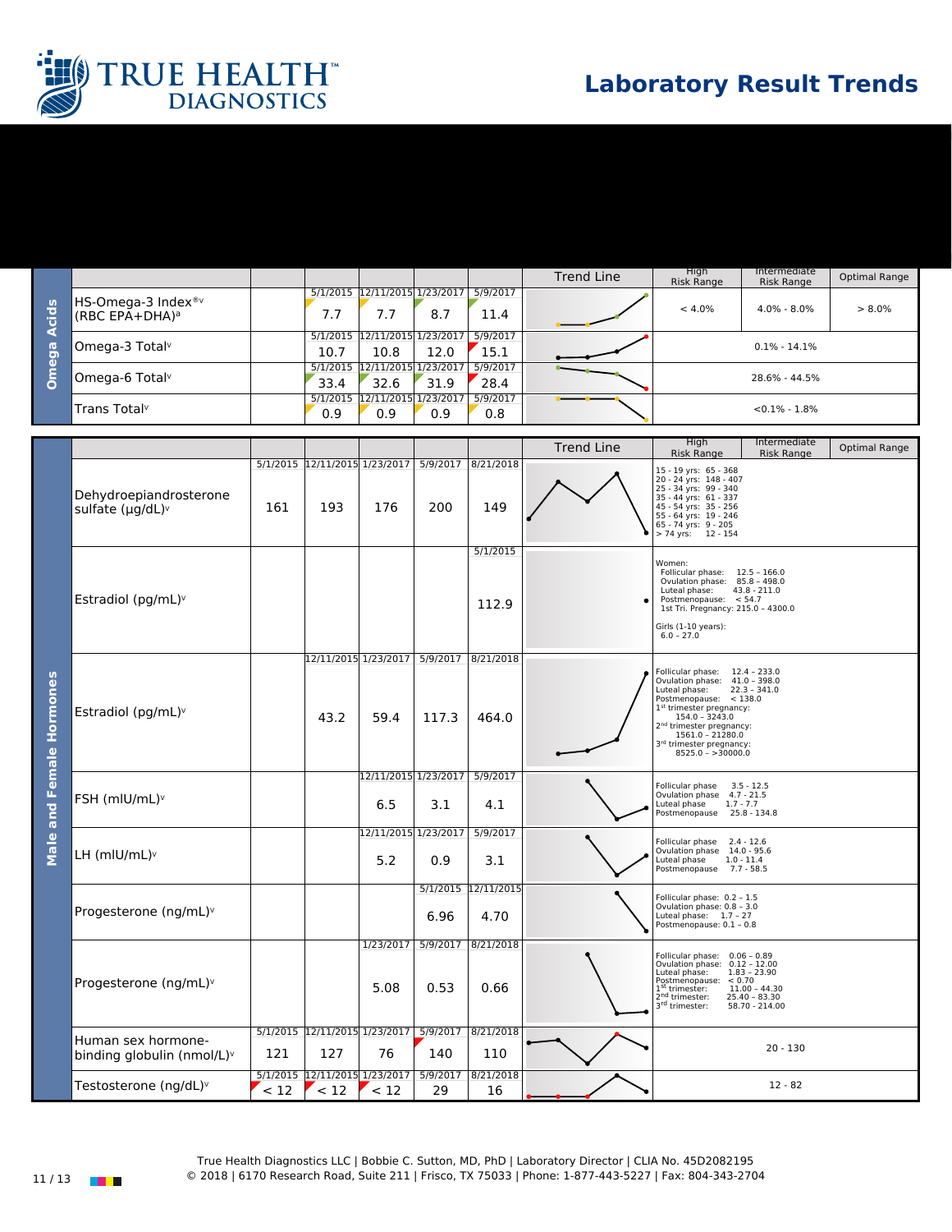# Laboratory Result Trends

**Omega Acids**

| | | | | | | Trend Line | High Risk Range | Intermediate Risk Range | Optimal Range |
|---|---|---|---|---|---|---|---|---|---|
| HS-Omega-3 Index®v (RBC EPA+DHA)[a] | | 5/1/2015 7.7 | 12/11/2015 7.7 | 1/23/2017 8.7 | 5/9/2017 11.4 | | < 4.0% | 4.0% - 8.0% | > 8.0% |
| Omega-3 Total[v] | | 5/1/2015 10.7 | 12/11/2015 10.8 | 1/23/2017 12.0 | 5/9/2017 15.1 | | 0.1% - 14.1% | | |
| Omega-6 Total[v] | | 5/1/2015 33.4 | 12/11/2015 32.6 | 1/23/2017 31.9 | 5/9/2017 28.4 | | 28.6% - 44.5% | | |
| Trans Total[v] | | 5/1/2015 0.9 | 12/11/2015 0.9 | 1/23/2017 0.9 | 5/9/2017 0.8 | | <0.1% - 1.8% | | |

**Male and Female Hormones**

| | | | | | | Trend Line | High Risk Range | Intermediate Risk Range | Optimal Range |
|---|---|---|---|---|---|---|---|---|---|
| Dehydroepiandrosterone sulfate (µg/dL)[v] | 5/1/2015 161 | 12/11/2015 193 | 1/23/2017 176 | 5/9/2017 200 | 8/21/2018 149 | | 15 - 19 yrs: 65 - 368<br>20 - 24 yrs: 148 - 407<br>25 - 34 yrs: 99 - 340<br>35 - 44 yrs: 61 - 337<br>45 - 54 yrs: 35 - 256<br>55 - 64 yrs: 19 - 246<br>65 - 74 yrs: 9 - 205<br>> 74 yrs: 12 - 154 | | |
| Estradiol (pg/mL)[v] | | | | | 5/1/2015 112.9 | | Women:<br>Follicular phase: 12.5 – 166.0<br>Ovulation phase: 85.8 – 498.0<br>Luteal phase: 43.8 – 211.0<br>Postmenopause: < 54.7<br>1st Tri. Pregnancy: 215.0 – 4300.0<br>Girls (1-10 years): 6.0 – 27.0 | | |
| Estradiol (pg/mL)[v] | | 12/11/2015 43.2 | 1/23/2017 59.4 | 5/9/2017 117.3 | 8/21/2018 464.0 | | Follicular phase: 12.4 – 233.0<br>Ovulation phase: 41.0 – 398.0<br>Luteal phase: 22.3 – 341.0<br>Postmenopause: < 138.0<br>1st trimester pregnancy: 154.0 – 3243.0<br>2nd trimester pregnancy: 1561.0 – 21280.0<br>3rd trimester pregnancy: 8525.0 – >30000.0 | | |
| FSH (mIU/mL)[v] | | | 12/11/2015 6.5 | 1/23/2017 3.1 | 5/9/2017 4.1 | | Follicular phase 3.5 - 12.5<br>Ovulation phase 4.7 - 21.5<br>Luteal phase 1.7 - 7.7<br>Postmenopause 25.8 - 134.8 | | |
| LH (mIU/mL)[v] | | | 12/11/2015 5.2 | 1/23/2017 0.9 | 5/9/2017 3.1 | | Follicular phase 2.4 - 12.6<br>Ovulation phase 14.0 - 95.6<br>Luteal phase 1.0 - 11.4<br>Postmenopause 7.7 - 58.5 | | |
| Progesterone (ng/mL)[v] | | | | 5/1/2015 6.96 | 12/11/2015 4.70 | | Follicular phase: 0.2 – 1.5<br>Ovulation phase: 0.8 – 3.0<br>Luteal phase: 1.7 – 27<br>Postmenopause: 0.1 – 0.8 | | |
| Progesterone (ng/mL)[v] | | | 1/23/2017 5.08 | 5/9/2017 0.53 | 8/21/2018 0.66 | | Follicular phase: 0.06 – 0.89<br>Ovulation phase: 0.12 – 12.00<br>Luteal phase: 1.83 – 23.90<br>Postmenopause: < 0.70<br>1st trimester: 11.00 – 44.30<br>2nd trimester: 25.40 – 83.30<br>3rd trimester: 58.70 – 214.00 | | |
| Human sex hormone-binding globulin (nmol/L)[v] | 5/1/2015 121 | 12/11/2015 127 | 1/23/2017 76 | 5/9/2017 140 | 8/21/2018 110 | | 20 - 130 | | |
| Testosterone (ng/dL)[v] | 5/1/2015 < 12 | 12/11/2015 < 12 | 1/23/2017 < 12 | 5/9/2017 29 | 8/21/2018 16 | | 12 - 82 | | |

True Health Diagnostics LLC | Bobbie C. Sutton, MD, PhD | Laboratory Director | CLIA No. 45D2082195
© 2018 | 6170 Research Road, Suite 211 | Frisco, TX 75033 | Phone: 1-877-443-5227 | Fax: 804-343-2704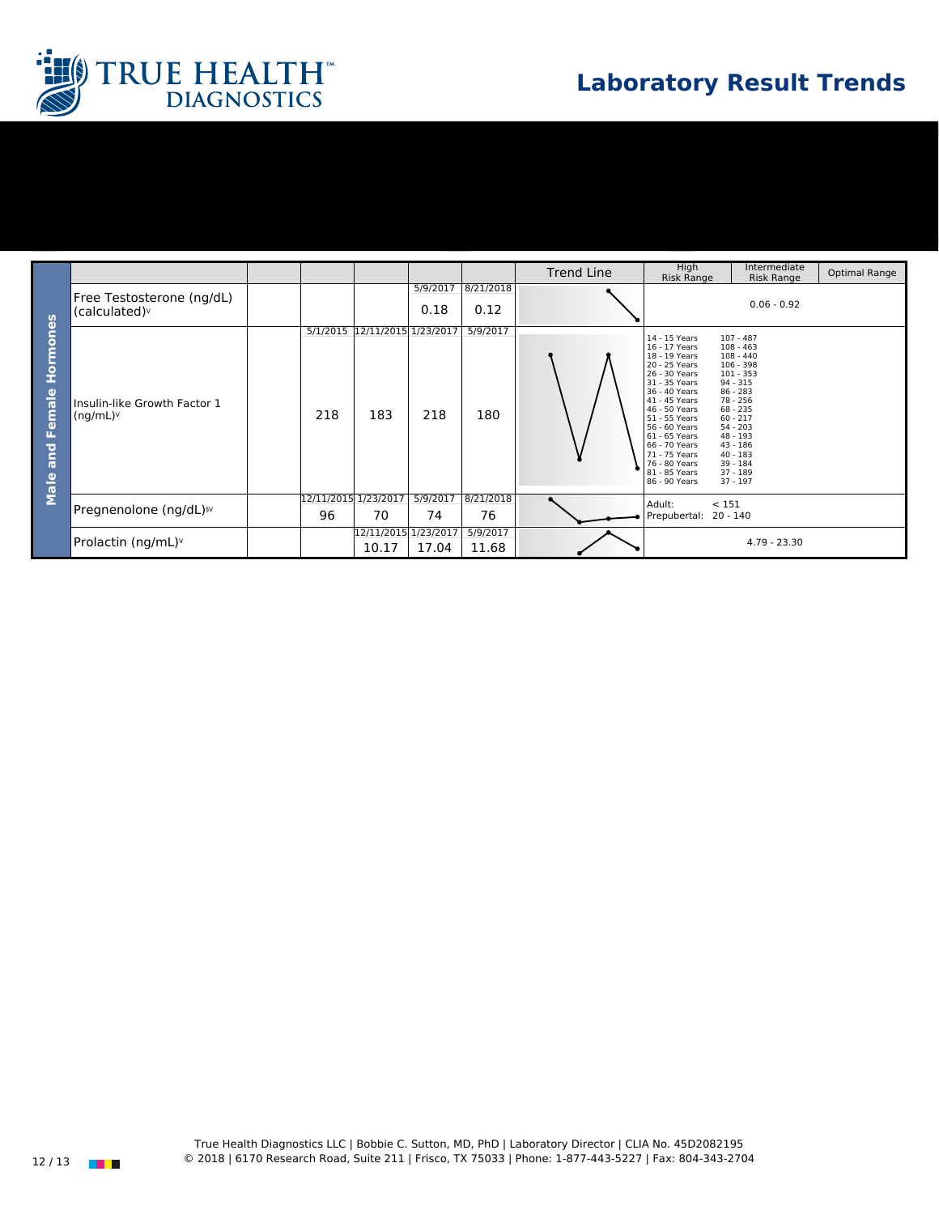# Laboratory Result Trends

| Male and Female Hormones | | | | | | | Trend Line | High Risk Range | Intermediate Risk Range | Optimal Range |
|---|---|---|---|---|---|---|---|---|---|---|
| Free Testosterone (ng/dL) (calculated)v | | | | 5/9/2017 0.18 | 8/21/2018 0.12 | | | 0.06 - 0.92 | | |
| Insulin-like Growth Factor 1 (ng/mL)v | | 5/1/2015 218 | 12/11/2015 183 | 1/23/2017 218 | 5/9/2017 180 | | | 14 - 15 Years 107 - 487<br>16 - 17 Years 108 - 463<br>18 - 19 Years 108 - 440<br>20 - 25 Years 106 - 398<br>26 - 30 Years 101 - 353<br>31 - 35 Years 94 - 315<br>36 - 40 Years 86 - 283<br>41 - 45 Years 78 - 256<br>46 - 50 Years 68 - 235<br>51 - 55 Years 60 - 217<br>56 - 60 Years 54 - 203<br>61 - 65 Years 48 - 193<br>66 - 70 Years 43 - 186<br>71 - 75 Years 40 - 183<br>76 - 80 Years 39 - 184<br>81 - 85 Years 37 - 189<br>86 - 90 Years 37 - 197 | | |
| Pregnenolone (ng/dL)§v | | 12/11/2015 96 | 1/23/2017 70 | 5/9/2017 74 | 8/21/2018 76 | | | Adult: < 151<br>Prepubertal: 20 - 140 | | |
| Prolactin (ng/mL)v | | | 12/11/2015 10.17 | 1/23/2017 17.04 | 5/9/2017 11.68 | | | 4.79 - 23.30 | | |

True Health Diagnostics LLC | Bobbie C. Sutton, MD, PhD | Laboratory Director | CLIA No. 45D2082195
© 2018 | 6170 Research Road, Suite 211 | Frisco, TX 75033 | Phone: 1-877-443-5227 | Fax: 804-343-2704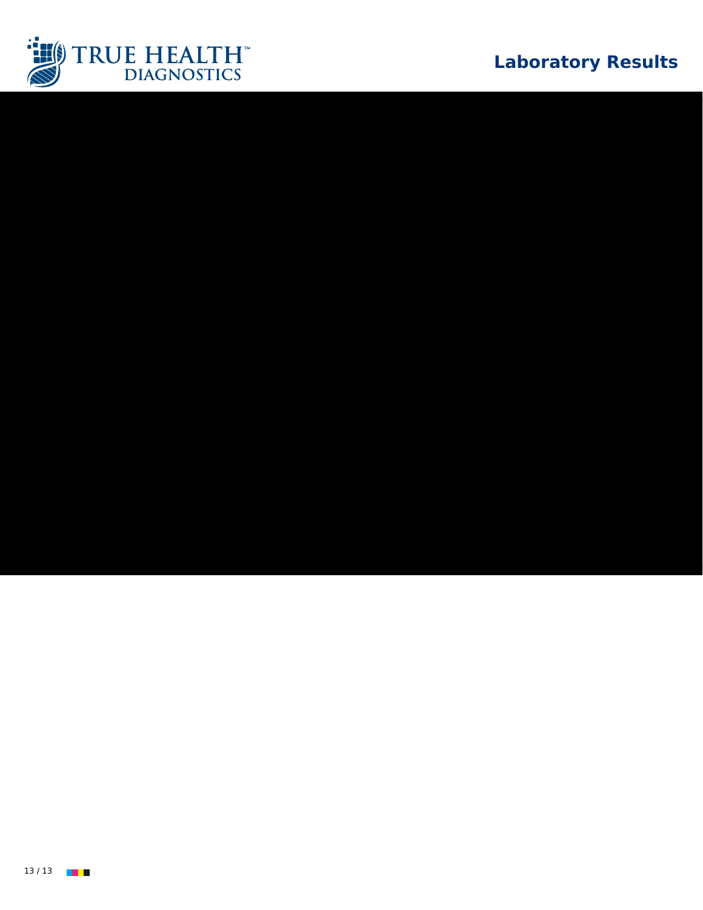TRUE HEALTH DIAGNOSTICS

# Laboratory Results